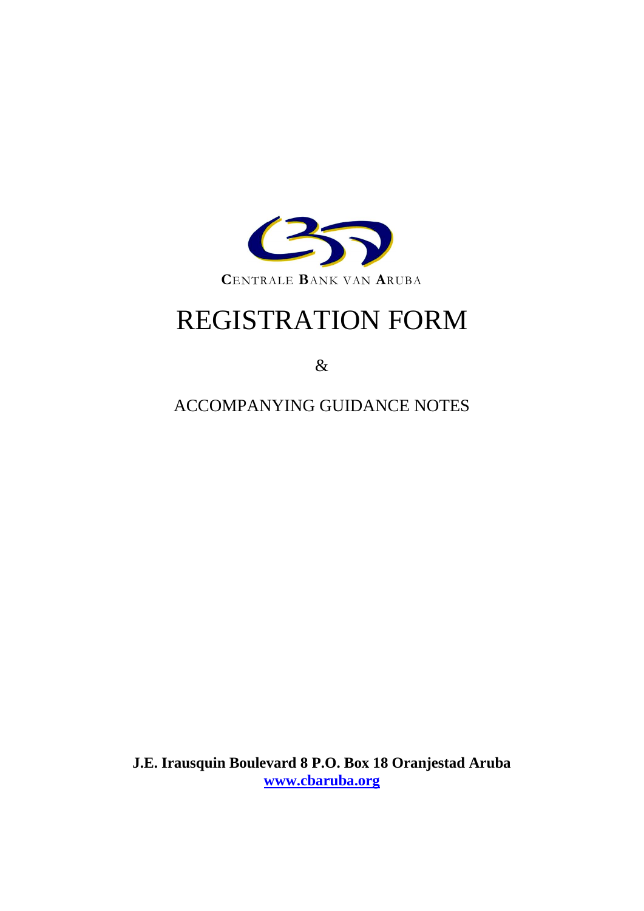CENTRALE BANK VAN ARUBA

# REGISTRATION FORM

&

ACCOMPANYING GUIDANCE NOTES

**J.E. Irausquin Boulevard 8 P.O. Box 18 Oranjestad Aruba**
**www.cbaruba.org**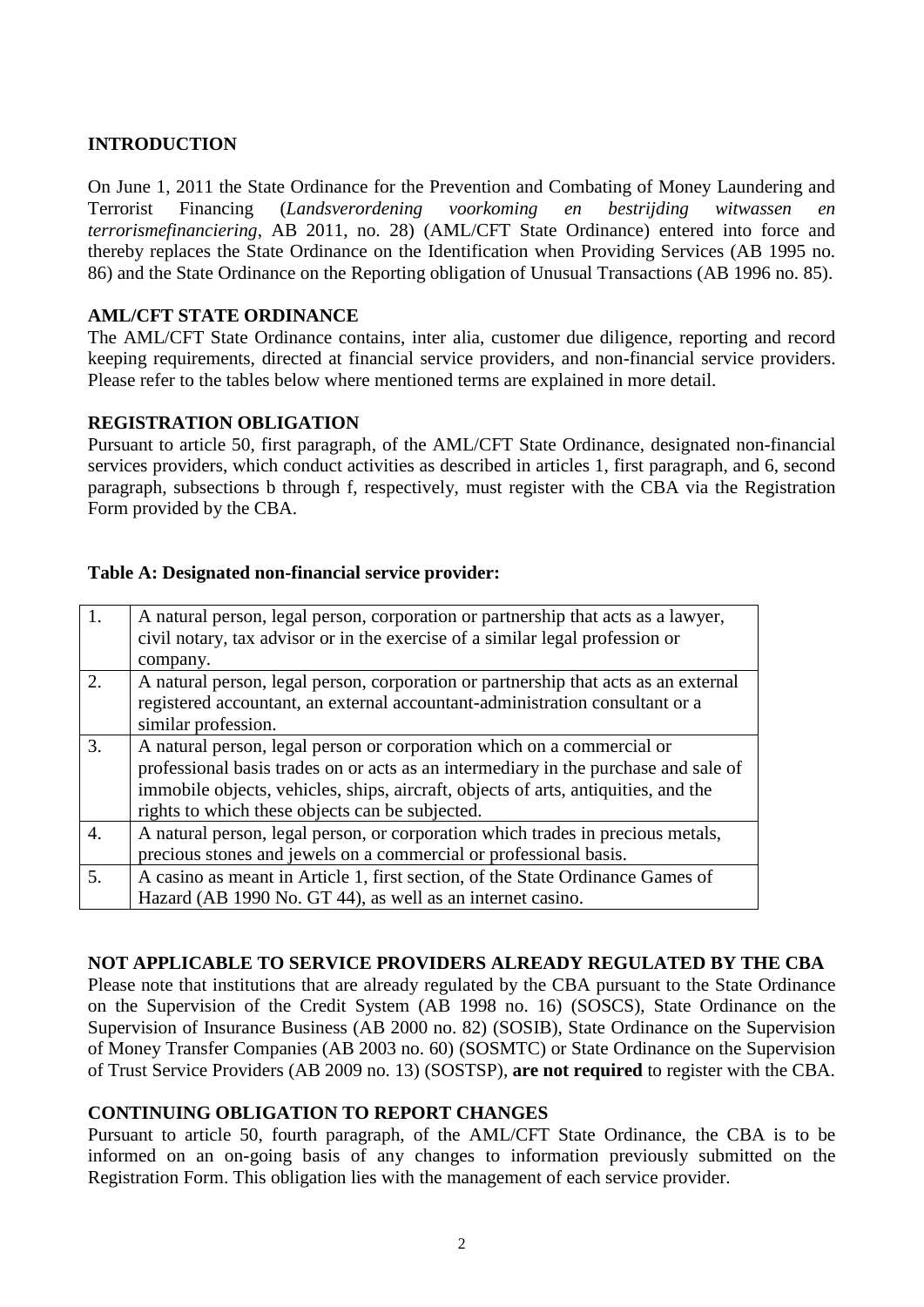## INTRODUCTION

On June 1, 2011 the State Ordinance for the Prevention and Combating of Money Laundering and Terrorist Financing (*Landsverordening voorkoming en bestrijding witwassen en terrorismefinanciering*, AB 2011, no. 28) (AML/CFT State Ordinance) entered into force and thereby replaces the State Ordinance on the Identification when Providing Services (AB 1995 no. 86) and the State Ordinance on the Reporting obligation of Unusual Transactions (AB 1996 no. 85).

## AML/CFT STATE ORDINANCE

The AML/CFT State Ordinance contains, inter alia, customer due diligence, reporting and record keeping requirements, directed at financial service providers, and non-financial service providers. Please refer to the tables below where mentioned terms are explained in more detail.

## REGISTRATION OBLIGATION

Pursuant to article 50, first paragraph, of the AML/CFT State Ordinance, designated non-financial services providers, which conduct activities as described in articles 1, first paragraph, and 6, second paragraph, subsections b through f, respectively, must register with the CBA via the Registration Form provided by the CBA.

**Table A: Designated non-financial service provider:**

| | |
|---|---|
| 1. | A natural person, legal person, corporation or partnership that acts as a lawyer, civil notary, tax advisor or in the exercise of a similar legal profession or company. |
| 2. | A natural person, legal person, corporation or partnership that acts as an external registered accountant, an external accountant-administration consultant or a similar profession. |
| 3. | A natural person, legal person or corporation which on a commercial or professional basis trades on or acts as an intermediary in the purchase and sale of immobile objects, vehicles, ships, aircraft, objects of arts, antiquities, and the rights to which these objects can be subjected. |
| 4. | A natural person, legal person, or corporation which trades in precious metals, precious stones and jewels on a commercial or professional basis. |
| 5. | A casino as meant in Article 1, first section, of the State Ordinance Games of Hazard (AB 1990 No. GT 44), as well as an internet casino. |

## NOT APPLICABLE TO SERVICE PROVIDERS ALREADY REGULATED BY THE CBA

Please note that institutions that are already regulated by the CBA pursuant to the State Ordinance on the Supervision of the Credit System (AB 1998 no. 16) (SOSCS), State Ordinance on the Supervision of Insurance Business (AB 2000 no. 82) (SOSIB), State Ordinance on the Supervision of Money Transfer Companies (AB 2003 no. 60) (SOSMTC) or State Ordinance on the Supervision of Trust Service Providers (AB 2009 no. 13) (SOSTSP), **are not required** to register with the CBA.

## CONTINUING OBLIGATION TO REPORT CHANGES

Pursuant to article 50, fourth paragraph, of the AML/CFT State Ordinance, the CBA is to be informed on an on-going basis of any changes to information previously submitted on the Registration Form. This obligation lies with the management of each service provider.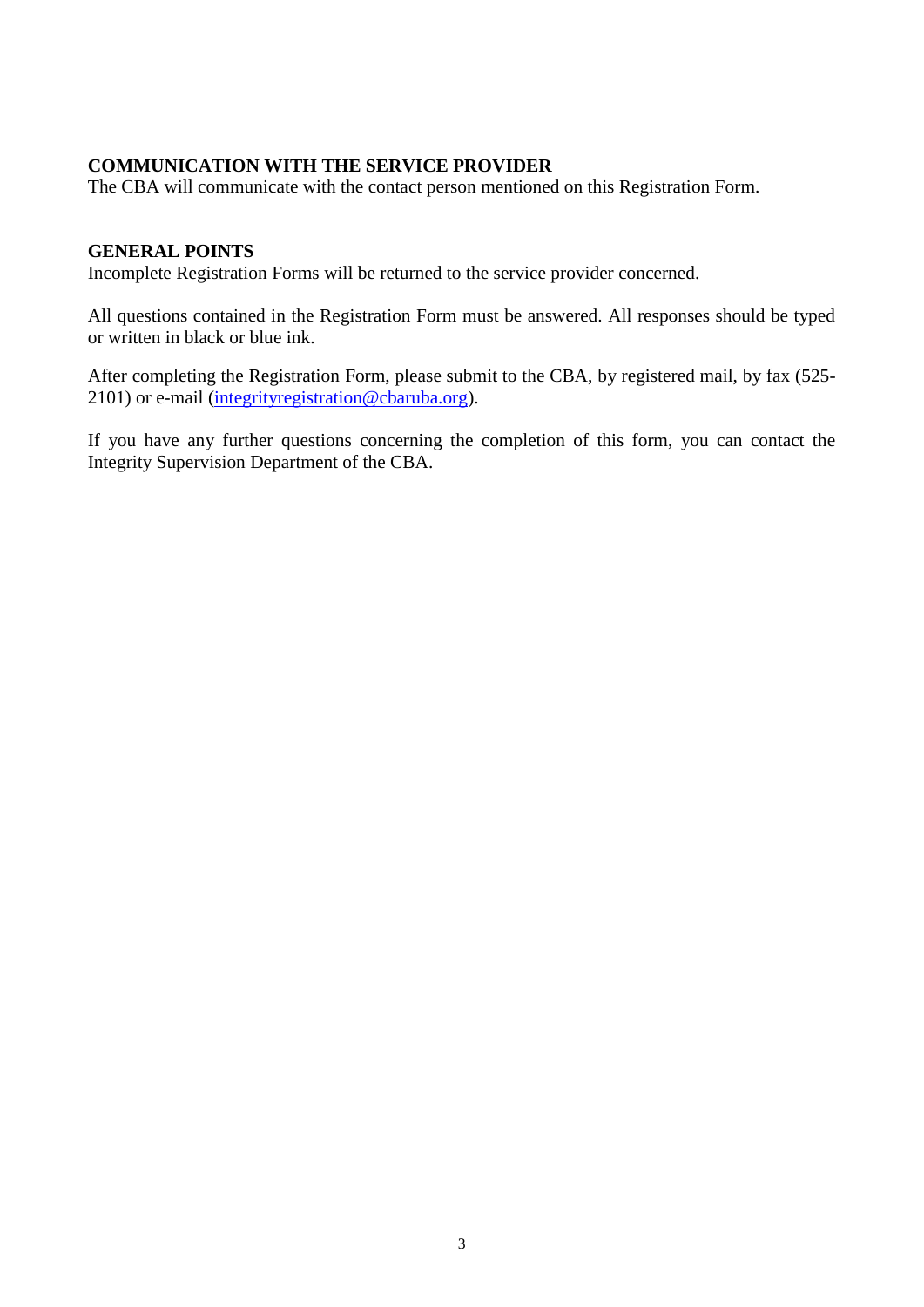**COMMUNICATION WITH THE SERVICE PROVIDER**
The CBA will communicate with the contact person mentioned on this Registration Form.

**GENERAL POINTS**
Incomplete Registration Forms will be returned to the service provider concerned.

All questions contained in the Registration Form must be answered. All responses should be typed or written in black or blue ink.

After completing the Registration Form, please submit to the CBA, by registered mail, by fax (525-2101) or e-mail (integrityregistration@cbaruba.org).

If you have any further questions concerning the completion of this form, you can contact the Integrity Supervision Department of the CBA.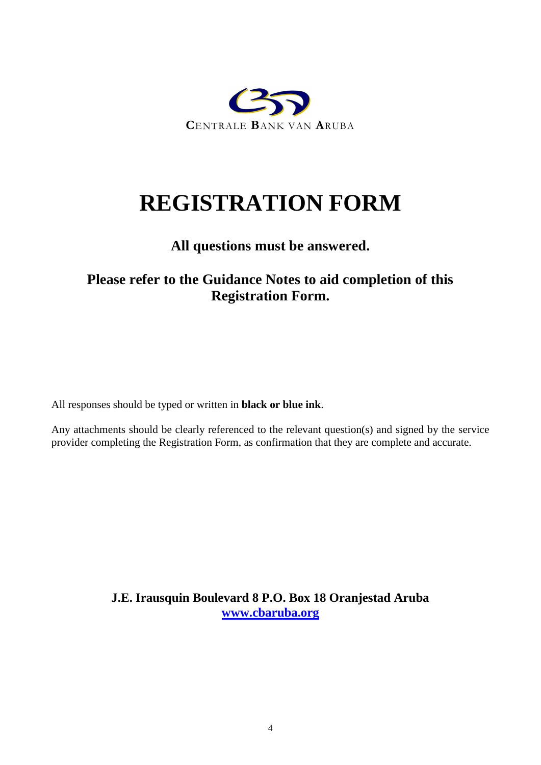CENTRALE BANK VAN ARUBA

# REGISTRATION FORM

## All questions must be answered.

## Please refer to the Guidance Notes to aid completion of this Registration Form.

All responses should be typed or written in **black or blue ink**.

Any attachments should be clearly referenced to the relevant question(s) and signed by the service provider completing the Registration Form, as confirmation that they are complete and accurate.

**J.E. Irausquin Boulevard 8 P.O. Box 18 Oranjestad Aruba**
**[www.cbaruba.org](http://www.cbaruba.org)**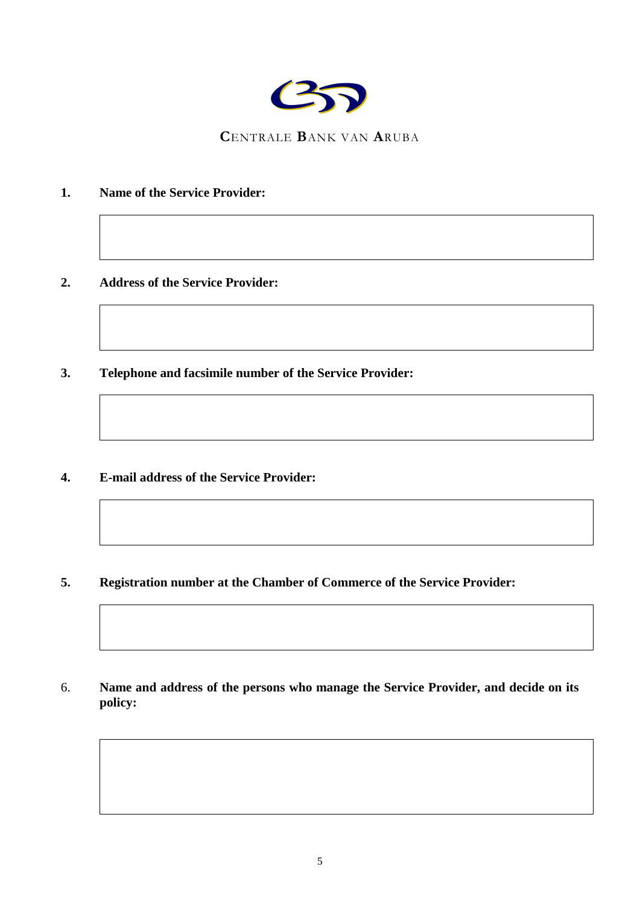**C**ENTRALE **B**ANK VAN **A**RUBA

**1. Name of the Service Provider:**

**2. Address of the Service Provider:**

**3. Telephone and facsimile number of the Service Provider:**

**4. E-mail address of the Service Provider:**

**5. Registration number at the Chamber of Commerce of the Service Provider:**

6. **Name and address of the persons who manage the Service Provider, and decide on its policy:**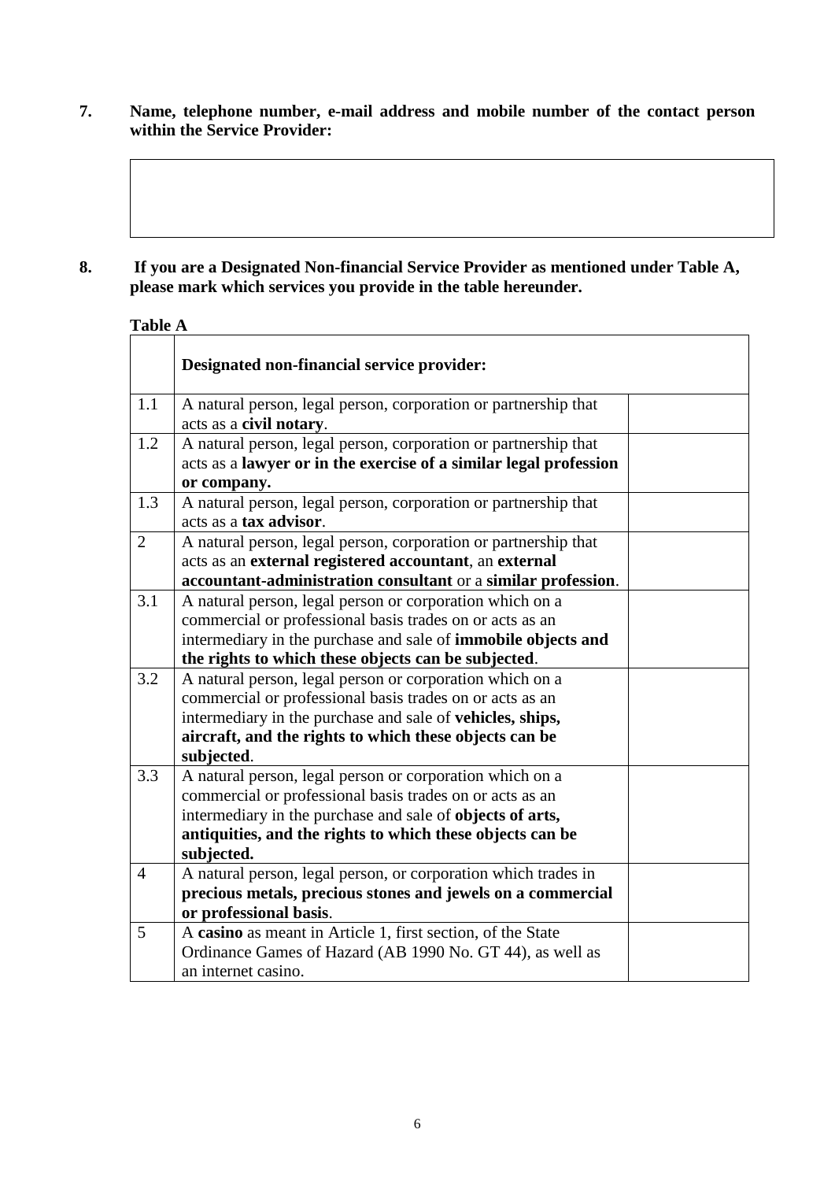**7. Name, telephone number, e-mail address and mobile number of the contact person within the Service Provider:**

|  |
|---|
|  |

**8. If you are a Designated Non-financial Service Provider as mentioned under Table A, please mark which services you provide in the table hereunder.**

**Table A**

|  | **Designated non-financial service provider:** |  |
|---|---|---|
| 1.1 | A natural person, legal person, corporation or partnership that acts as a **civil notary**. |  |
| 1.2 | A natural person, legal person, corporation or partnership that acts as a **lawyer or in the exercise of a similar legal profession or company.** |  |
| 1.3 | A natural person, legal person, corporation or partnership that acts as a **tax advisor**. |  |
| 2 | A natural person, legal person, corporation or partnership that acts as an **external registered accountant**, an **external accountant-administration consultant** or a **similar profession**. |  |
| 3.1 | A natural person, legal person or corporation which on a commercial or professional basis trades on or acts as an intermediary in the purchase and sale of **immobile objects and the rights to which these objects can be subjected**. |  |
| 3.2 | A natural person, legal person or corporation which on a commercial or professional basis trades on or acts as an intermediary in the purchase and sale of **vehicles, ships, aircraft, and the rights to which these objects can be subjected**. |  |
| 3.3 | A natural person, legal person or corporation which on a commercial or professional basis trades on or acts as an intermediary in the purchase and sale of **objects of arts, antiquities, and the rights to which these objects can be subjected.** |  |
| 4 | A natural person, legal person, or corporation which trades in **precious metals, precious stones and jewels on a commercial or professional basis**. |  |
| 5 | A **casino** as meant in Article 1, first section, of the State Ordinance Games of Hazard (AB 1990 No. GT 44), as well as an internet casino. |  |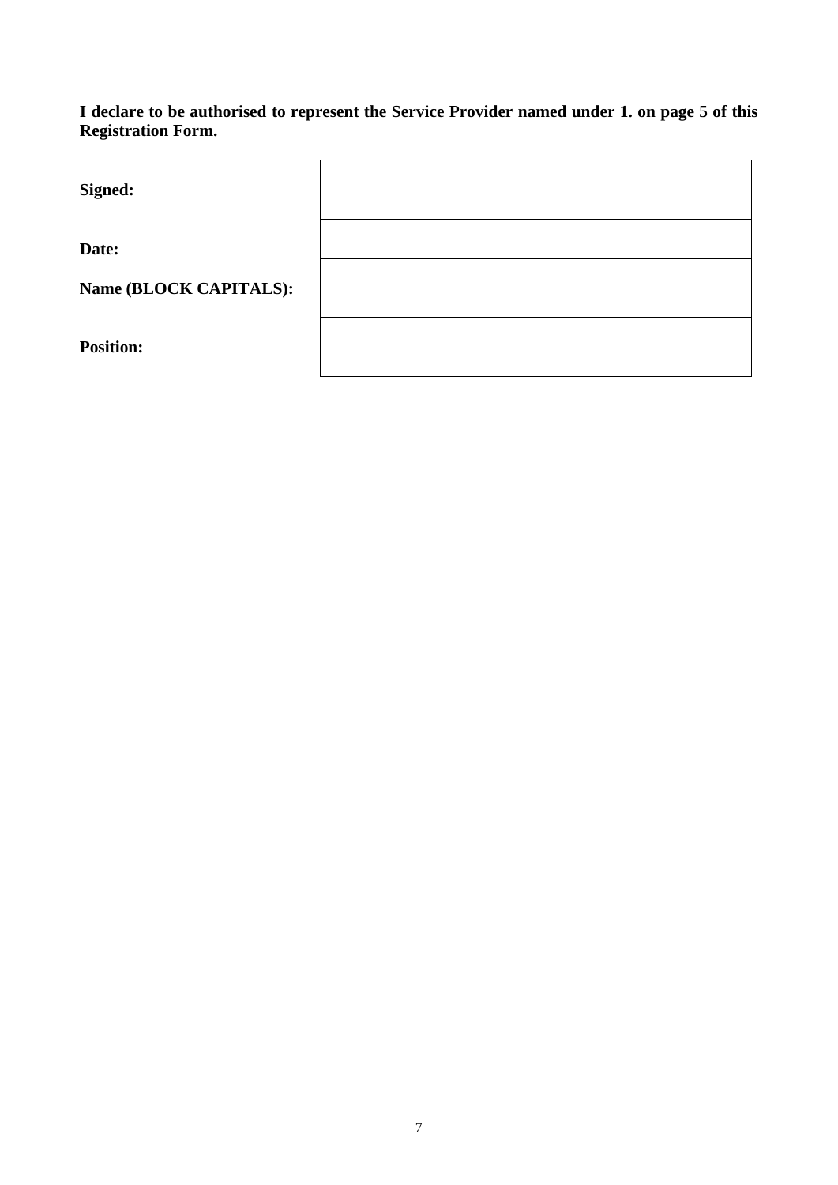**I declare to be authorised to represent the Service Provider named under 1. on page 5 of this Registration Form.**

| | |
|---|---|
| **Signed:** | |
| **Date:** | |
| **Name (BLOCK CAPITALS):** | |
| **Position:** | |